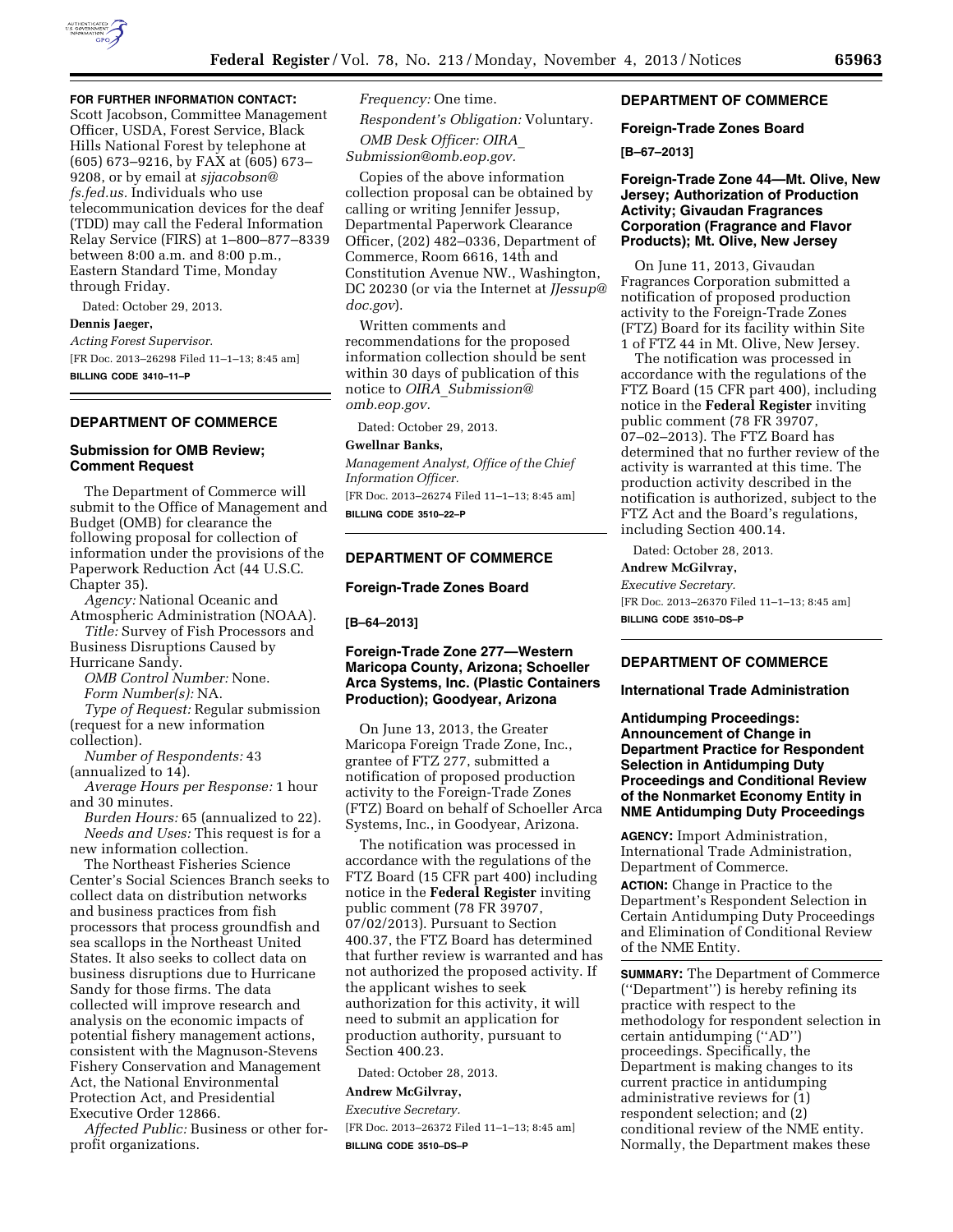**FOR FURTHER INFORMATION CONTACT:** Scott Jacobson, Committee Management Officer, USDA, Forest Service, Black Hills National Forest by telephone at (605) 673–9216, by FAX at (605) 673–9208, or by email at *sjjacobson@fs.fed.us.* Individuals who use telecommunication devices for the deaf (TDD) may call the Federal Information Relay Service (FIRS) at 1–800–877–8339 between 8:00 a.m. and 8:00 p.m., Eastern Standard Time, Monday through Friday.

Dated: October 29, 2013.

**Dennis Jaeger,**

*Acting Forest Supervisor.*

[FR Doc. 2013–26298 Filed 11–1–13; 8:45 am]

**BILLING CODE 3410–11–P**

## DEPARTMENT OF COMMERCE

### Submission for OMB Review; Comment Request

The Department of Commerce will submit to the Office of Management and Budget (OMB) for clearance the following proposal for collection of information under the provisions of the Paperwork Reduction Act (44 U.S.C. Chapter 35).

*Agency:* National Oceanic and Atmospheric Administration (NOAA).

*Title:* Survey of Fish Processors and Business Disruptions Caused by Hurricane Sandy.

*OMB Control Number:* None.

*Form Number(s):* NA.

*Type of Request:* Regular submission (request for a new information collection).

*Number of Respondents:* 43 (annualized to 14).

*Average Hours per Response:* 1 hour and 30 minutes.

*Burden Hours:* 65 (annualized to 22).

*Needs and Uses:* This request is for a new information collection.

The Northeast Fisheries Science Center's Social Sciences Branch seeks to collect data on distribution networks and business practices from fish processors that process groundfish and sea scallops in the Northeast United States. It also seeks to collect data on business disruptions due to Hurricane Sandy for those firms. The data collected will improve research and analysis on the economic impacts of potential fishery management actions, consistent with the Magnuson-Stevens Fishery Conservation and Management Act, the National Environmental Protection Act, and Presidential Executive Order 12866.

*Affected Public:* Business or other for-profit organizations.

*Frequency:* One time.

*Respondent's Obligation:* Voluntary.

*OMB Desk Officer: OIRA_Submission@omb.eop.gov.*

Copies of the above information collection proposal can be obtained by calling or writing Jennifer Jessup, Departmental Paperwork Clearance Officer, (202) 482–0336, Department of Commerce, Room 6616, 14th and Constitution Avenue NW., Washington, DC 20230 (or via the Internet at *JJessup@doc.gov*).

Written comments and recommendations for the proposed information collection should be sent within 30 days of publication of this notice to *OIRA_Submission@omb.eop.gov.*

Dated: October 29, 2013.

**Gwellnar Banks,**

*Management Analyst, Office of the Chief Information Officer.*

[FR Doc. 2013–26274 Filed 11–1–13; 8:45 am]

**BILLING CODE 3510–22–P**

## DEPARTMENT OF COMMERCE

### Foreign-Trade Zones Board

**[B–64–2013]**

### Foreign-Trade Zone 277—Western Maricopa County, Arizona; Schoeller Arca Systems, Inc. (Plastic Containers Production); Goodyear, Arizona

On June 13, 2013, the Greater Maricopa Foreign Trade Zone, Inc., grantee of FTZ 277, submitted a notification of proposed production activity to the Foreign-Trade Zones (FTZ) Board on behalf of Schoeller Arca Systems, Inc., in Goodyear, Arizona.

The notification was processed in accordance with the regulations of the FTZ Board (15 CFR part 400) including notice in the **Federal Register** inviting public comment (78 FR 39707, 07/02/2013). Pursuant to Section 400.37, the FTZ Board has determined that further review is warranted and has not authorized the proposed activity. If the applicant wishes to seek authorization for this activity, it will need to submit an application for production authority, pursuant to Section 400.23.

Dated: October 28, 2013.

**Andrew McGilvray,**

*Executive Secretary.*

[FR Doc. 2013–26372 Filed 11–1–13; 8:45 am]

**BILLING CODE 3510–DS–P**

## DEPARTMENT OF COMMERCE

### Foreign-Trade Zones Board

**[B–67–2013]**

### Foreign-Trade Zone 44—Mt. Olive, New Jersey; Authorization of Production Activity; Givaudan Fragrances Corporation (Fragrance and Flavor Products); Mt. Olive, New Jersey

On June 11, 2013, Givaudan Fragrances Corporation submitted a notification of proposed production activity to the Foreign-Trade Zones (FTZ) Board for its facility within Site 1 of FTZ 44 in Mt. Olive, New Jersey.

The notification was processed in accordance with the regulations of the FTZ Board (15 CFR part 400), including notice in the **Federal Register** inviting public comment (78 FR 39707, 07–02–2013). The FTZ Board has determined that no further review of the activity is warranted at this time. The production activity described in the notification is authorized, subject to the FTZ Act and the Board's regulations, including Section 400.14.

Dated: October 28, 2013.

**Andrew McGilvray,**

*Executive Secretary.*

[FR Doc. 2013–26370 Filed 11–1–13; 8:45 am]

**BILLING CODE 3510–DS–P**

## DEPARTMENT OF COMMERCE

### International Trade Administration

### Antidumping Proceedings: Announcement of Change in Department Practice for Respondent Selection in Antidumping Duty Proceedings and Conditional Review of the Nonmarket Economy Entity in NME Antidumping Duty Proceedings

**AGENCY:** Import Administration, International Trade Administration, Department of Commerce.

**ACTION:** Change in Practice to the Department's Respondent Selection in Certain Antidumping Duty Proceedings and Elimination of Conditional Review of the NME Entity.

**SUMMARY:** The Department of Commerce (''Department'') is hereby refining its practice with respect to the methodology for respondent selection in certain antidumping (''AD'') proceedings. Specifically, the Department is making changes to its current practice in antidumping administrative reviews for (1) respondent selection; and (2) conditional review of the NME entity. Normally, the Department makes these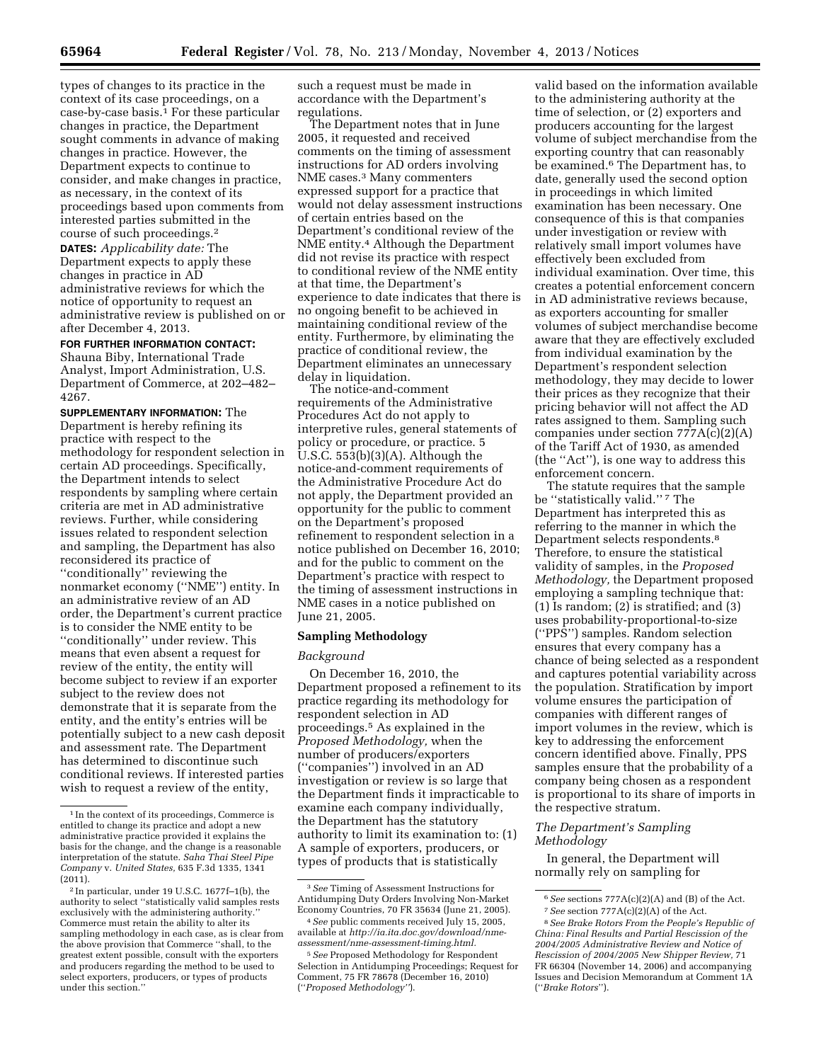types of changes to its practice in the context of its case proceedings, on a case-by-case basis.[1] For these particular changes in practice, the Department sought comments in advance of making changes in practice. However, the Department expects to continue to consider, and make changes in practice, as necessary, in the context of its proceedings based upon comments from interested parties submitted in the course of such proceedings.[2]

**DATES:** *Applicability date:* The Department expects to apply these changes in practice in AD administrative reviews for which the notice of opportunity to request an administrative review is published on or after December 4, 2013.

**FOR FURTHER INFORMATION CONTACT:** Shauna Biby, International Trade Analyst, Import Administration, U.S. Department of Commerce, at 202–482–4267.

**SUPPLEMENTARY INFORMATION:** The Department is hereby refining its practice with respect to the methodology for respondent selection in certain AD proceedings. Specifically, the Department intends to select respondents by sampling where certain criteria are met in AD administrative reviews. Further, while considering issues related to respondent selection and sampling, the Department has also reconsidered its practice of ''conditionally'' reviewing the nonmarket economy (''NME'') entity. In an administrative review of an AD order, the Department's current practice is to consider the NME entity to be ''conditionally'' under review. This means that even absent a request for review of the entity, the entity will become subject to review if an exporter subject to the review does not demonstrate that it is separate from the entity, and the entity's entries will be potentially subject to a new cash deposit and assessment rate. The Department has determined to discontinue such conditional reviews. If interested parties wish to request a review of the entity, such a request must be made in accordance with the Department's regulations.

The Department notes that in June 2005, it requested and received comments on the timing of assessment instructions for AD orders involving NME cases.[3] Many commenters expressed support for a practice that would not delay assessment instructions of certain entries based on the Department's conditional review of the NME entity.[4] Although the Department did not revise its practice with respect to conditional review of the NME entity at that time, the Department's experience to date indicates that there is no ongoing benefit to be achieved in maintaining conditional review of the entity. Furthermore, by eliminating the practice of conditional review, the Department eliminates an unnecessary delay in liquidation.

The notice-and-comment requirements of the Administrative Procedures Act do not apply to interpretive rules, general statements of policy or procedure, or practice. 5 U.S.C. 553(b)(3)(A). Although the notice-and-comment requirements of the Administrative Procedure Act do not apply, the Department provided an opportunity for the public to comment on the Department's proposed refinement to respondent selection in a notice published on December 16, 2010; and for the public to comment on the Department's practice with respect to the timing of assessment instructions in NME cases in a notice published on June 21, 2005.

## Sampling Methodology

### *Background*

On December 16, 2010, the Department proposed a refinement to its practice regarding its methodology for respondent selection in AD proceedings.[5] As explained in the *Proposed Methodology,* when the number of producers/exporters (''companies'') involved in an AD investigation or review is so large that the Department finds it impracticable to examine each company individually, the Department has the statutory authority to limit its examination to: (1) A sample of exporters, producers, or types of products that is statistically valid based on the information available to the administering authority at the time of selection, or (2) exporters and producers accounting for the largest volume of subject merchandise from the exporting country that can reasonably be examined.[6] The Department has, to date, generally used the second option in proceedings in which limited examination has been necessary. One consequence of this is that companies under investigation or review with relatively small import volumes have effectively been excluded from individual examination. Over time, this creates a potential enforcement concern in AD administrative reviews because, as exporters accounting for smaller volumes of subject merchandise become aware that they are effectively excluded from individual examination by the Department's respondent selection methodology, they may decide to lower their prices as they recognize that their pricing behavior will not affect the AD rates assigned to them. Sampling such companies under section 777A(c)(2)(A) of the Tariff Act of 1930, as amended (the ''Act''), is one way to address this enforcement concern.

The statute requires that the sample be ''statistically valid.''[7] The Department has interpreted this as referring to the manner in which the Department selects respondents.[8] Therefore, to ensure the statistical validity of samples, in the *Proposed Methodology,* the Department proposed employing a sampling technique that: (1) Is random; (2) is stratified; and (3) uses probability-proportional-to-size (''PPS'') samples. Random selection ensures that every company has a chance of being selected as a respondent and captures potential variability across the population. Stratification by import volume ensures the participation of companies with different ranges of import volumes in the review, which is key to addressing the enforcement concern identified above. Finally, PPS samples ensure that the probability of a company being chosen as a respondent is proportional to its share of imports in the respective stratum.

### *The Department's Sampling Methodology*

In general, the Department will normally rely on sampling for

---

[1] In the context of its proceedings, Commerce is entitled to change its practice and adopt a new administrative practice provided it explains the basis for the change, and the change is a reasonable interpretation of the statute. *Saha Thai Steel Pipe Company* v. *United States,* 635 F.3d 1335, 1341 (2011).

[2] In particular, under 19 U.S.C. 1677f–1(b), the authority to select ''statistically valid samples rests exclusively with the administering authority.'' Commerce must retain the ability to alter its sampling methodology in each case, as is clear from the above provision that Commerce ''shall, to the greatest extent possible, consult with the exporters and producers regarding the method to be used to select exporters, producers, or types of products under this section.''

[3] *See* Timing of Assessment Instructions for Antidumping Duty Orders Involving Non-Market Economy Countries, 70 FR 35634 (June 21, 2005).

[4] *See* public comments received July 15, 2005, available at *http://ia.ita.doc.gov/download/nme-assessment/nme-assessment-timing.html.*

[5] *See* Proposed Methodology for Respondent Selection in Antidumping Proceedings; Request for Comment, 75 FR 78678 (December 16, 2010) (''*Proposed Methodology*'').

[6] *See* sections 777A(c)(2)(A) and (B) of the Act.

[7] *See* section 777A(c)(2)(A) of the Act.

[8] *See Brake Rotors From the People's Republic of China: Final Results and Partial Rescission of the 2004/2005 Administrative Review and Notice of Rescission of 2004/2005 New Shipper Review,* 71 FR 66304 (November 14, 2006) and accompanying Issues and Decision Memorandum at Comment 1A (''*Brake Rotors*'').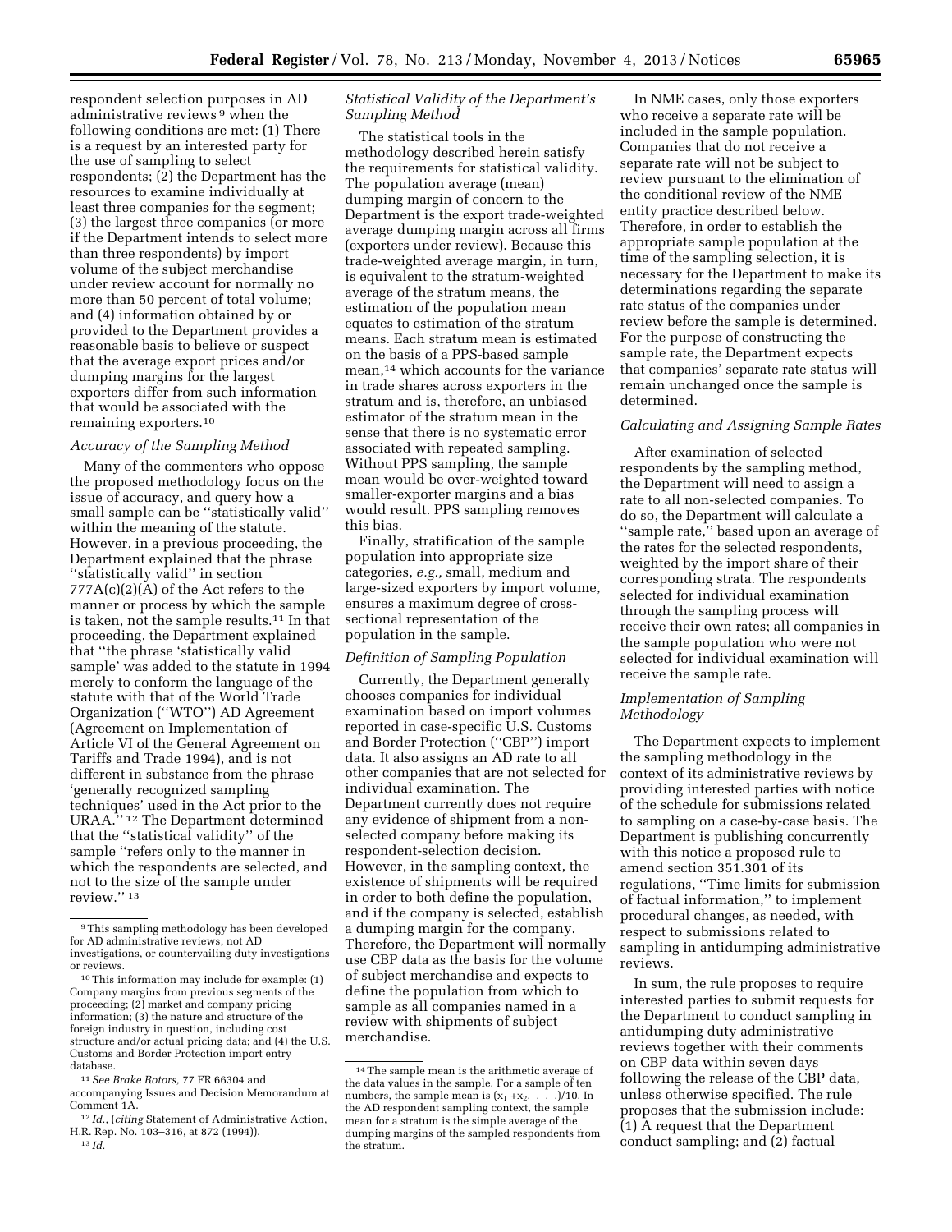respondent selection purposes in AD administrative reviews[9] when the following conditions are met: (1) There is a request by an interested party for the use of sampling to select respondents; (2) the Department has the resources to examine individually at least three companies for the segment; (3) the largest three companies (or more if the Department intends to select more than three respondents) by import volume of the subject merchandise under review account for normally no more than 50 percent of total volume; and (4) information obtained by or provided to the Department provides a reasonable basis to believe or suspect that the average export prices and/or dumping margins for the largest exporters differ from such information that would be associated with the remaining exporters.[10]

### *Accuracy of the Sampling Method*

Many of the commenters who oppose the proposed methodology focus on the issue of accuracy, and query how a small sample can be ''statistically valid'' within the meaning of the statute. However, in a previous proceeding, the Department explained that the phrase ''statistically valid'' in section 777A(c)(2)(A) of the Act refers to the manner or process by which the sample is taken, not the sample results.[11] In that proceeding, the Department explained that ''the phrase 'statistically valid sample' was added to the statute in 1994 merely to conform the language of the statute with that of the World Trade Organization (''WTO'') AD Agreement (Agreement on Implementation of Article VI of the General Agreement on Tariffs and Trade 1994), and is not different in substance from the phrase 'generally recognized sampling techniques' used in the Act prior to the URAA.''[12] The Department determined that the ''statistical validity'' of the sample ''refers only to the manner in which the respondents are selected, and not to the size of the sample under review.''[13]

### *Statistical Validity of the Department's Sampling Method*

The statistical tools in the methodology described herein satisfy the requirements for statistical validity. The population average (mean) dumping margin of concern to the Department is the export trade-weighted average dumping margin across all firms (exporters under review). Because this trade-weighted average margin, in turn, is equivalent to the stratum-weighted average of the stratum means, the estimation of the population mean equates to estimation of the stratum means. Each stratum mean is estimated on the basis of a PPS-based sample mean,[14] which accounts for the variance in trade shares across exporters in the stratum and is, therefore, an unbiased estimator of the stratum mean in the sense that there is no systematic error associated with repeated sampling. Without PPS sampling, the sample mean would be over-weighted toward smaller-exporter margins and a bias would result. PPS sampling removes this bias.

Finally, stratification of the sample population into appropriate size categories, *e.g.,* small, medium and large-sized exporters by import volume, ensures a maximum degree of cross-sectional representation of the population in the sample.

### *Definition of Sampling Population*

Currently, the Department generally chooses companies for individual examination based on import volumes reported in case-specific U.S. Customs and Border Protection (''CBP'') import data. It also assigns an AD rate to all other companies that are not selected for individual examination. The Department currently does not require any evidence of shipment from a non-selected company before making its respondent-selection decision. However, in the sampling context, the existence of shipments will be required in order to both define the population, and if the company is selected, establish a dumping margin for the company. Therefore, the Department will normally use CBP data as the basis for the volume of subject merchandise and expects to define the population from which to sample as all companies named in a review with shipments of subject merchandise.

In NME cases, only those exporters who receive a separate rate will be included in the sample population. Companies that do not receive a separate rate will not be subject to review pursuant to the elimination of the conditional review of the NME entity practice described below. Therefore, in order to establish the appropriate sample population at the time of the sampling selection, it is necessary for the Department to make its determinations regarding the separate rate status of the companies under review before the sample is determined. For the purpose of constructing the sample rate, the Department expects that companies' separate rate status will remain unchanged once the sample is determined.

### *Calculating and Assigning Sample Rates*

After examination of selected respondents by the sampling method, the Department will need to assign a rate to all non-selected companies. To do so, the Department will calculate a ''sample rate,'' based upon an average of the rates for the selected respondents, weighted by the import share of their corresponding strata. The respondents selected for individual examination through the sampling process will receive their own rates; all companies in the sample population who were not selected for individual examination will receive the sample rate.

### *Implementation of Sampling Methodology*

The Department expects to implement the sampling methodology in the context of its administrative reviews by providing interested parties with notice of the schedule for submissions related to sampling on a case-by-case basis. The Department is publishing concurrently with this notice a proposed rule to amend section 351.301 of its regulations, ''Time limits for submission of factual information,'' to implement procedural changes, as needed, with respect to submissions related to sampling in antidumping administrative reviews.

In sum, the rule proposes to require interested parties to submit requests for the Department to conduct sampling in antidumping duty administrative reviews together with their comments on CBP data within seven days following the release of the CBP data, unless otherwise specified. The rule proposes that the submission include: (1) A request that the Department conduct sampling; and (2) factual

---

[9] This sampling methodology has been developed for AD administrative reviews, not AD investigations, or countervailing duty investigations or reviews.

[10] This information may include for example: (1) Company margins from previous segments of the proceeding; (2) market and company pricing information; (3) the nature and structure of the foreign industry in question, including cost structure and/or actual pricing data; and (4) the U.S. Customs and Border Protection import entry database.

[11] *See Brake Rotors,* 77 FR 66304 and accompanying Issues and Decision Memorandum at Comment 1A.

[12] *Id.,* (*citing* Statement of Administrative Action, H.R. Rep. No. 103–316, at 872 (1994)).

[13] *Id.*

[14] The sample mean is the arithmetic average of the data values in the sample. For a sample of ten numbers, the sample mean is $(x_1 + x_2. \ . \ . \ .)/10$. In the AD respondent sampling context, the sample mean for a stratum is the simple average of the dumping margins of the sampled respondents from the stratum.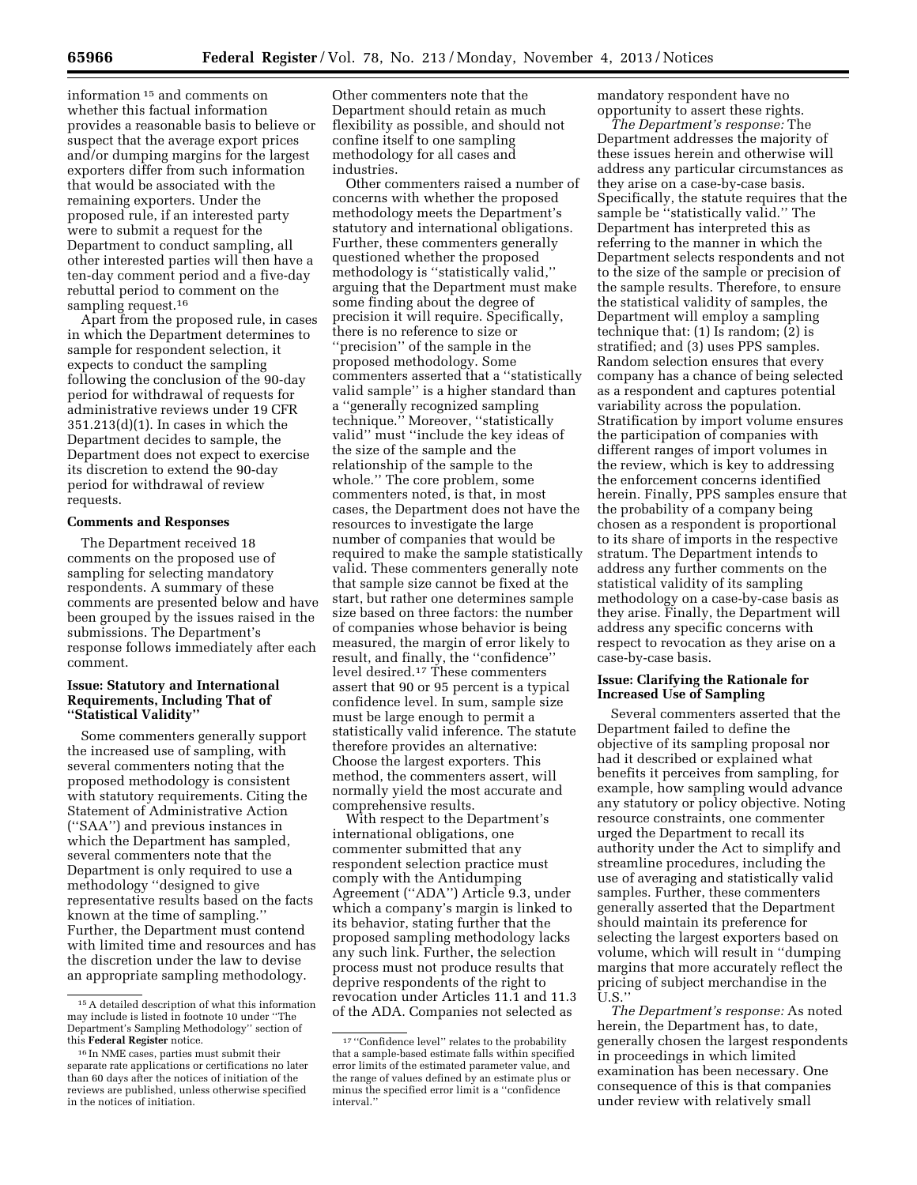information[15] and comments on whether this factual information provides a reasonable basis to believe or suspect that the average export prices and/or dumping margins for the largest exporters differ from such information that would be associated with the remaining exporters. Under the proposed rule, if an interested party were to submit a request for the Department to conduct sampling, all other interested parties will then have a ten-day comment period and a five-day rebuttal period to comment on the sampling request.[16]

Apart from the proposed rule, in cases in which the Department determines to sample for respondent selection, it expects to conduct the sampling following the conclusion of the 90-day period for withdrawal of requests for administrative reviews under 19 CFR 351.213(d)(1). In cases in which the Department decides to sample, the Department does not expect to exercise its discretion to extend the 90-day period for withdrawal of review requests.

**Comments and Responses**

The Department received 18 comments on the proposed use of sampling for selecting mandatory respondents. A summary of these comments are presented below and have been grouped by the issues raised in the submissions. The Department's response follows immediately after each comment.

**Issue: Statutory and International Requirements, Including That of "Statistical Validity"**

Some commenters generally support the increased use of sampling, with several commenters noting that the proposed methodology is consistent with statutory requirements. Citing the Statement of Administrative Action ("SAA") and previous instances in which the Department has sampled, several commenters note that the Department is only required to use a methodology "designed to give representative results based on the facts known at the time of sampling." Further, the Department must contend with limited time and resources and has the discretion under the law to devise an appropriate sampling methodology. Other commenters note that the Department should retain as much flexibility as possible, and should not confine itself to one sampling methodology for all cases and industries.

Other commenters raised a number of concerns with whether the proposed methodology meets the Department's statutory and international obligations. Further, these commenters generally questioned whether the proposed methodology is "statistically valid," arguing that the Department must make some finding about the degree of precision it will require. Specifically, there is no reference to size or "precision" of the sample in the proposed methodology. Some commenters asserted that a "statistically valid sample" is a higher standard than a "generally recognized sampling technique." Moreover, "statistically valid" must "include the key ideas of the size of the sample and the relationship of the sample to the whole." The core problem, some commenters noted, is that, in most cases, the Department does not have the resources to investigate the large number of companies that would be required to make the sample statistically valid. These commenters generally note that sample size cannot be fixed at the start, but rather one determines sample size based on three factors: the number of companies whose behavior is being measured, the margin of error likely to result, and finally, the "confidence" level desired.[17] These commenters assert that 90 or 95 percent is a typical confidence level. In sum, sample size must be large enough to permit a statistically valid inference. The statute therefore provides an alternative: Choose the largest exporters. This method, the commenters assert, will normally yield the most accurate and comprehensive results.

With respect to the Department's international obligations, one commenter submitted that any respondent selection practice must comply with the Antidumping Agreement ("ADA") Article 9.3, under which a company's margin is linked to its behavior, stating further that the proposed sampling methodology lacks any such link. Further, the selection process must not produce results that deprive respondents of the right to revocation under Articles 11.1 and 11.3 of the ADA. Companies not selected as mandatory respondent have no opportunity to assert these rights.

*The Department's response:* The Department addresses the majority of these issues herein and otherwise will address any particular circumstances as they arise on a case-by-case basis. Specifically, the statute requires that the sample be "statistically valid." The Department has interpreted this as referring to the manner in which the Department selects respondents and not to the size of the sample or precision of the sample results. Therefore, to ensure the statistical validity of samples, the Department will employ a sampling technique that: (1) Is random; (2) is stratified; and (3) uses PPS samples. Random selection ensures that every company has a chance of being selected as a respondent and captures potential variability across the population. Stratification by import volume ensures the participation of companies with different ranges of import volumes in the review, which is key to addressing the enforcement concerns identified herein. Finally, PPS samples ensure that the probability of a company being chosen as a respondent is proportional to its share of imports in the respective stratum. The Department intends to address any further comments on the statistical validity of its sampling methodology on a case-by-case basis as they arise. Finally, the Department will address any specific concerns with respect to revocation as they arise on a case-by-case basis.

**Issue: Clarifying the Rationale for Increased Use of Sampling**

Several commenters asserted that the Department failed to define the objective of its sampling proposal nor had it described or explained what benefits it perceives from sampling, for example, how sampling would advance any statutory or policy objective. Noting resource constraints, one commenter urged the Department to recall its authority under the Act to simplify and streamline procedures, including the use of averaging and statistically valid samples. Further, these commenters generally asserted that the Department should maintain its preference for selecting the largest exporters based on volume, which will result in "dumping margins that more accurately reflect the pricing of subject merchandise in the U.S."

*The Department's response:* As noted herein, the Department has, to date, generally chosen the largest respondents in proceedings in which limited examination has been necessary. One consequence of this is that companies under review with relatively small

---

[15] A detailed description of what this information may include is listed in footnote 10 under "The Department's Sampling Methodology" section of this **Federal Register** notice.

[16] In NME cases, parties must submit their separate rate applications or certifications no later than 60 days after the notices of initiation of the reviews are published, unless otherwise specified in the notices of initiation.

[17] "Confidence level" relates to the probability that a sample-based estimate falls within specified error limits of the estimated parameter value, and the range of values defined by an estimate plus or minus the specified error limit is a "confidence interval."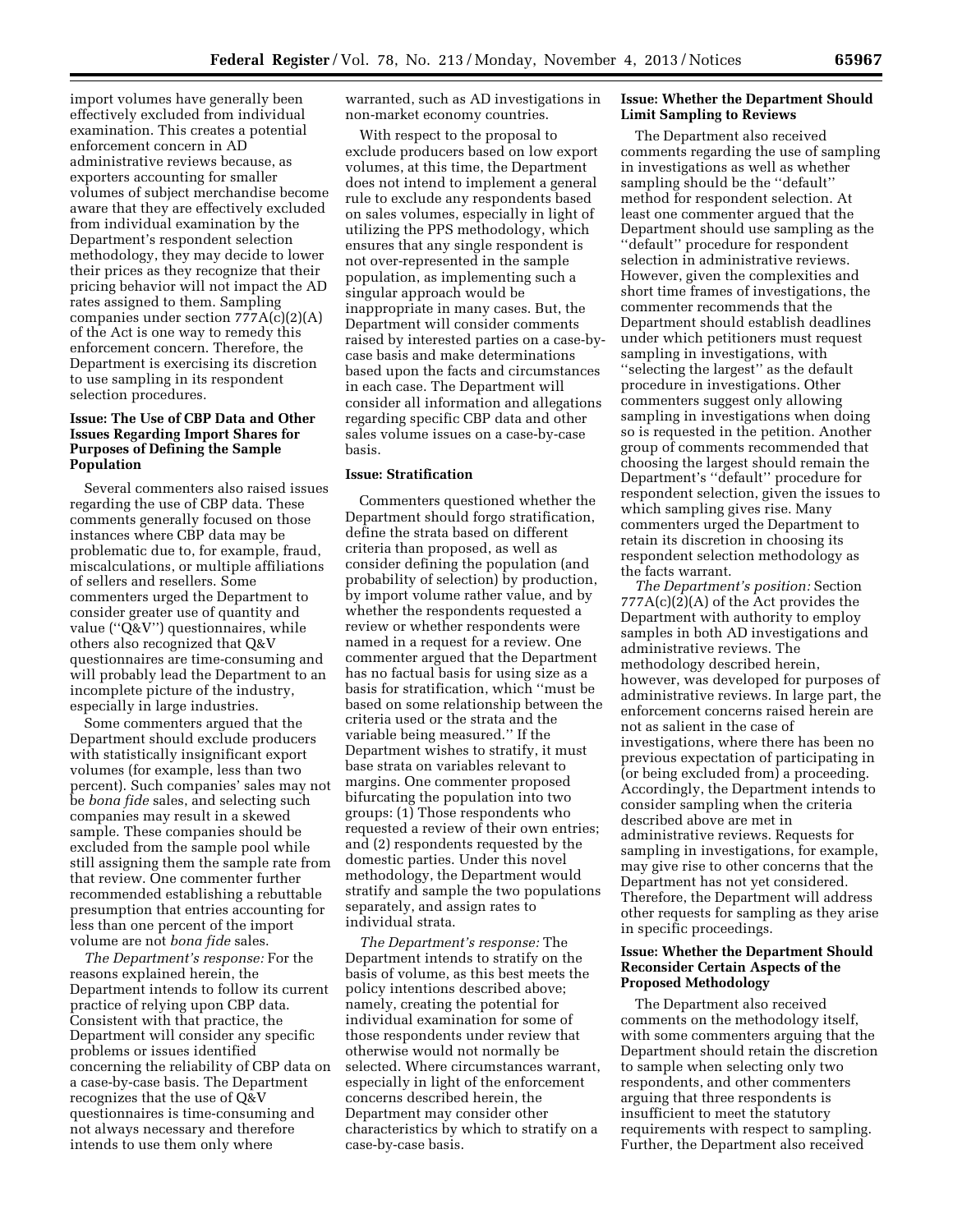import volumes have generally been effectively excluded from individual examination. This creates a potential enforcement concern in AD administrative reviews because, as exporters accounting for smaller volumes of subject merchandise become aware that they are effectively excluded from individual examination by the Department's respondent selection methodology, they may decide to lower their prices as they recognize that their pricing behavior will not impact the AD rates assigned to them. Sampling companies under section 777A(c)(2)(A) of the Act is one way to remedy this enforcement concern. Therefore, the Department is exercising its discretion to use sampling in its respondent selection procedures.

### Issue: The Use of CBP Data and Other Issues Regarding Import Shares for Purposes of Defining the Sample Population

Several commenters also raised issues regarding the use of CBP data. These comments generally focused on those instances where CBP data may be problematic due to, for example, fraud, miscalculations, or multiple affiliations of sellers and resellers. Some commenters urged the Department to consider greater use of quantity and value (''Q&V'') questionnaires, while others also recognized that Q&V questionnaires are time-consuming and will probably lead the Department to an incomplete picture of the industry, especially in large industries.

Some commenters argued that the Department should exclude producers with statistically insignificant export volumes (for example, less than two percent). Such companies' sales may not be *bona fide* sales, and selecting such companies may result in a skewed sample. These companies should be excluded from the sample pool while still assigning them the sample rate from that review. One commenter further recommended establishing a rebuttable presumption that entries accounting for less than one percent of the import volume are not *bona fide* sales.

*The Department's response:* For the reasons explained herein, the Department intends to follow its current practice of relying upon CBP data. Consistent with that practice, the Department will consider any specific problems or issues identified concerning the reliability of CBP data on a case-by-case basis. The Department recognizes that the use of Q&V questionnaires is time-consuming and not always necessary and therefore intends to use them only where warranted, such as AD investigations in non-market economy countries.

With respect to the proposal to exclude producers based on low export volumes, at this time, the Department does not intend to implement a general rule to exclude any respondents based on sales volumes, especially in light of utilizing the PPS methodology, which ensures that any single respondent is not over-represented in the sample population, as implementing such a singular approach would be inappropriate in many cases. But, the Department will consider comments raised by interested parties on a case-by-case basis and make determinations based upon the facts and circumstances in each case. The Department will consider all information and allegations regarding specific CBP data and other sales volume issues on a case-by-case basis.

### Issue: Stratification

Commenters questioned whether the Department should forgo stratification, define the strata based on different criteria than proposed, as well as consider defining the population (and probability of selection) by production, by import volume rather value, and by whether the respondents requested a review or whether respondents were named in a request for a review. One commenter argued that the Department has no factual basis for using size as a basis for stratification, which ''must be based on some relationship between the criteria used or the strata and the variable being measured.'' If the Department wishes to stratify, it must base strata on variables relevant to margins. One commenter proposed bifurcating the population into two groups: (1) Those respondents who requested a review of their own entries; and (2) respondents requested by the domestic parties. Under this novel methodology, the Department would stratify and sample the two populations separately, and assign rates to individual strata.

*The Department's response:* The Department intends to stratify on the basis of volume, as this best meets the policy intentions described above; namely, creating the potential for individual examination for some of those respondents under review that otherwise would not normally be selected. Where circumstances warrant, especially in light of the enforcement concerns described herein, the Department may consider other characteristics by which to stratify on a case-by-case basis.

### Issue: Whether the Department Should Limit Sampling to Reviews

The Department also received comments regarding the use of sampling in investigations as well as whether sampling should be the ''default'' method for respondent selection. At least one commenter argued that the Department should use sampling as the ''default'' procedure for respondent selection in administrative reviews. However, given the complexities and short time frames of investigations, the commenter recommends that the Department should establish deadlines under which petitioners must request sampling in investigations, with ''selecting the largest'' as the default procedure in investigations. Other commenters suggest only allowing sampling in investigations when doing so is requested in the petition. Another group of comments recommended that choosing the largest should remain the Department's ''default'' procedure for respondent selection, given the issues to which sampling gives rise. Many commenters urged the Department to retain its discretion in choosing its respondent selection methodology as the facts warrant.

*The Department's position:* Section 777A(c)(2)(A) of the Act provides the Department with authority to employ samples in both AD investigations and administrative reviews. The methodology described herein, however, was developed for purposes of administrative reviews. In large part, the enforcement concerns raised herein are not as salient in the case of investigations, where there has been no previous expectation of participating in (or being excluded from) a proceeding. Accordingly, the Department intends to consider sampling when the criteria described above are met in administrative reviews. Requests for sampling in investigations, for example, may give rise to other concerns that the Department has not yet considered. Therefore, the Department will address other requests for sampling as they arise in specific proceedings.

### Issue: Whether the Department Should Reconsider Certain Aspects of the Proposed Methodology

The Department also received comments on the methodology itself, with some commenters arguing that the Department should retain the discretion to sample when selecting only two respondents, and other commenters arguing that three respondents is insufficient to meet the statutory requirements with respect to sampling. Further, the Department also received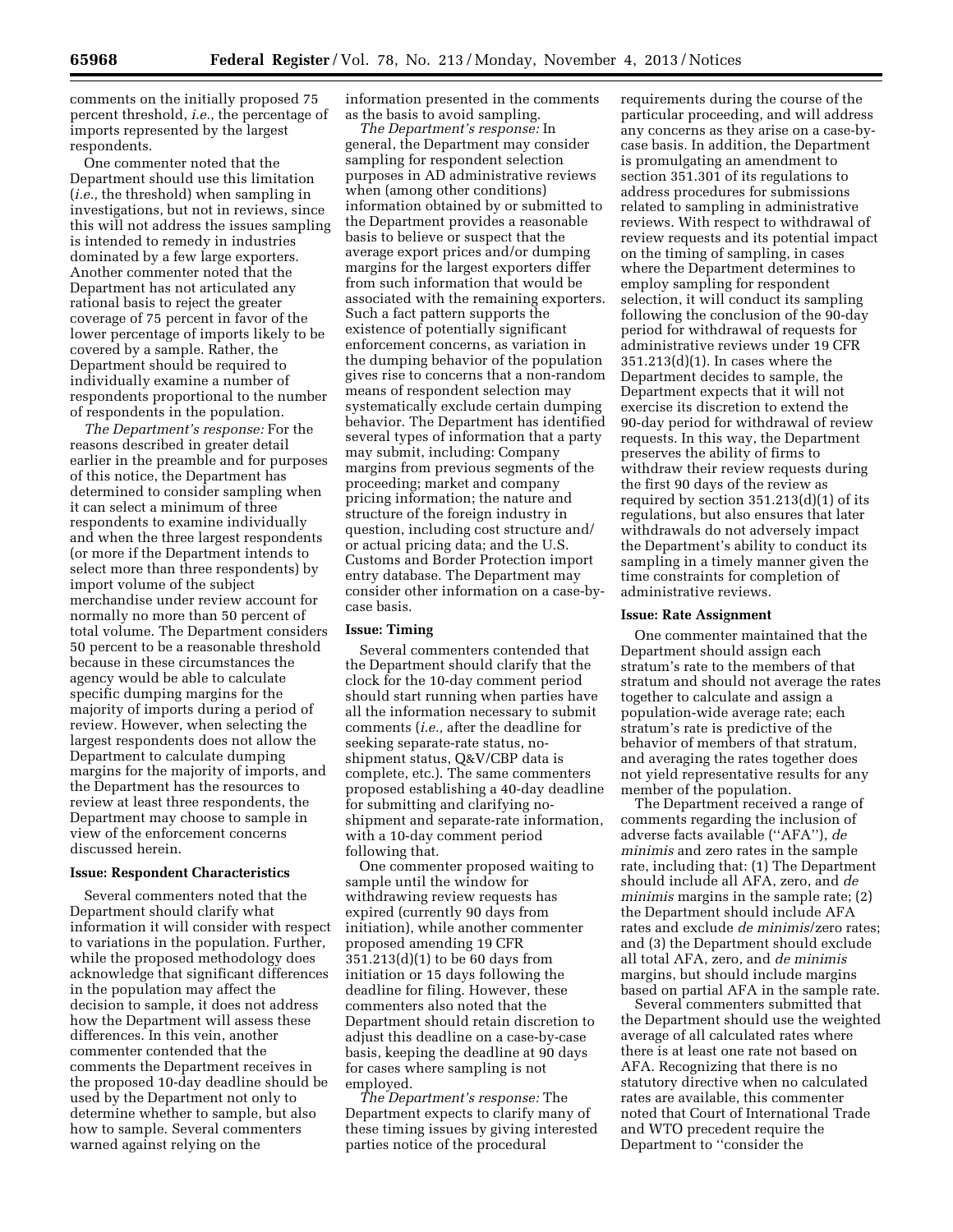comments on the initially proposed 75 percent threshold, *i.e.,* the percentage of imports represented by the largest respondents.

One commenter noted that the Department should use this limitation (*i.e.,* the threshold) when sampling in investigations, but not in reviews, since this will not address the issues sampling is intended to remedy in industries dominated by a few large exporters. Another commenter noted that the Department has not articulated any rational basis to reject the greater coverage of 75 percent in favor of the lower percentage of imports likely to be covered by a sample. Rather, the Department should be required to individually examine a number of respondents proportional to the number of respondents in the population.

*The Department's response:* For the reasons described in greater detail earlier in the preamble and for purposes of this notice, the Department has determined to consider sampling when it can select a minimum of three respondents to examine individually and when the three largest respondents (or more if the Department intends to select more than three respondents) by import volume of the subject merchandise under review account for normally no more than 50 percent of total volume. The Department considers 50 percent to be a reasonable threshold because in these circumstances the agency would be able to calculate specific dumping margins for the majority of imports during a period of review. However, when selecting the largest respondents does not allow the Department to calculate dumping margins for the majority of imports, and the Department has the resources to review at least three respondents, the Department may choose to sample in view of the enforcement concerns discussed herein.

**Issue: Respondent Characteristics**

Several commenters noted that the Department should clarify what information it will consider with respect to variations in the population. Further, while the proposed methodology does acknowledge that significant differences in the population may affect the decision to sample, it does not address how the Department will assess these differences. In this vein, another commenter contended that the comments the Department receives in the proposed 10-day deadline should be used by the Department not only to determine whether to sample, but also how to sample. Several commenters warned against relying on the information presented in the comments as the basis to avoid sampling.

*The Department's response:* In general, the Department may consider sampling for respondent selection purposes in AD administrative reviews when (among other conditions) information obtained by or submitted to the Department provides a reasonable basis to believe or suspect that the average export prices and/or dumping margins for the largest exporters differ from such information that would be associated with the remaining exporters. Such a fact pattern supports the existence of potentially significant enforcement concerns, as variation in the dumping behavior of the population gives rise to concerns that a non-random means of respondent selection may systematically exclude certain dumping behavior. The Department has identified several types of information that a party may submit, including: Company margins from previous segments of the proceeding; market and company pricing information; the nature and structure of the foreign industry in question, including cost structure and/or actual pricing data; and the U.S. Customs and Border Protection import entry database. The Department may consider other information on a case-by-case basis.

**Issue: Timing**

Several commenters contended that the Department should clarify that the clock for the 10-day comment period should start running when parties have all the information necessary to submit comments (*i.e.,* after the deadline for seeking separate-rate status, no-shipment status, Q&V/CBP data is complete, etc.). The same commenters proposed establishing a 40-day deadline for submitting and clarifying no-shipment and separate-rate information, with a 10-day comment period following that.

One commenter proposed waiting to sample until the window for withdrawing review requests has expired (currently 90 days from initiation), while another commenter proposed amending 19 CFR 351.213(d)(1) to be 60 days from initiation or 15 days following the deadline for filing. However, these commenters also noted that the Department should retain discretion to adjust this deadline on a case-by-case basis, keeping the deadline at 90 days for cases where sampling is not employed.

*The Department's response:* The Department expects to clarify many of these timing issues by giving interested parties notice of the procedural requirements during the course of the particular proceeding, and will address any concerns as they arise on a case-by-case basis. In addition, the Department is promulgating an amendment to section 351.301 of its regulations to address procedures for submissions related to sampling in administrative reviews. With respect to withdrawal of review requests and its potential impact on the timing of sampling, in cases where the Department determines to employ sampling for respondent selection, it will conduct its sampling following the conclusion of the 90-day period for withdrawal of requests for administrative reviews under 19 CFR 351.213(d)(1). In cases where the Department decides to sample, the Department expects that it will not exercise its discretion to extend the 90-day period for withdrawal of review requests. In this way, the Department preserves the ability of firms to withdraw their review requests during the first 90 days of the review as required by section 351.213(d)(1) of its regulations, but also ensures that later withdrawals do not adversely impact the Department's ability to conduct its sampling in a timely manner given the time constraints for completion of administrative reviews.

**Issue: Rate Assignment**

One commenter maintained that the Department should assign each stratum's rate to the members of that stratum and should not average the rates together to calculate and assign a population-wide average rate; each stratum's rate is predictive of the behavior of members of that stratum, and averaging the rates together does not yield representative results for any member of the population.

The Department received a range of comments regarding the inclusion of adverse facts available (''AFA''), *de minimis* and zero rates in the sample rate, including that: (1) The Department should include all AFA, zero, and *de minimis* margins in the sample rate; (2) the Department should include AFA rates and exclude *de minimis*/zero rates; and (3) the Department should exclude all total AFA, zero, and *de minimis* margins, but should include margins based on partial AFA in the sample rate.

Several commenters submitted that the Department should use the weighted average of all calculated rates where there is at least one rate not based on AFA. Recognizing that there is no statutory directive when no calculated rates are available, this commenter noted that Court of International Trade and WTO precedent require the Department to ''consider the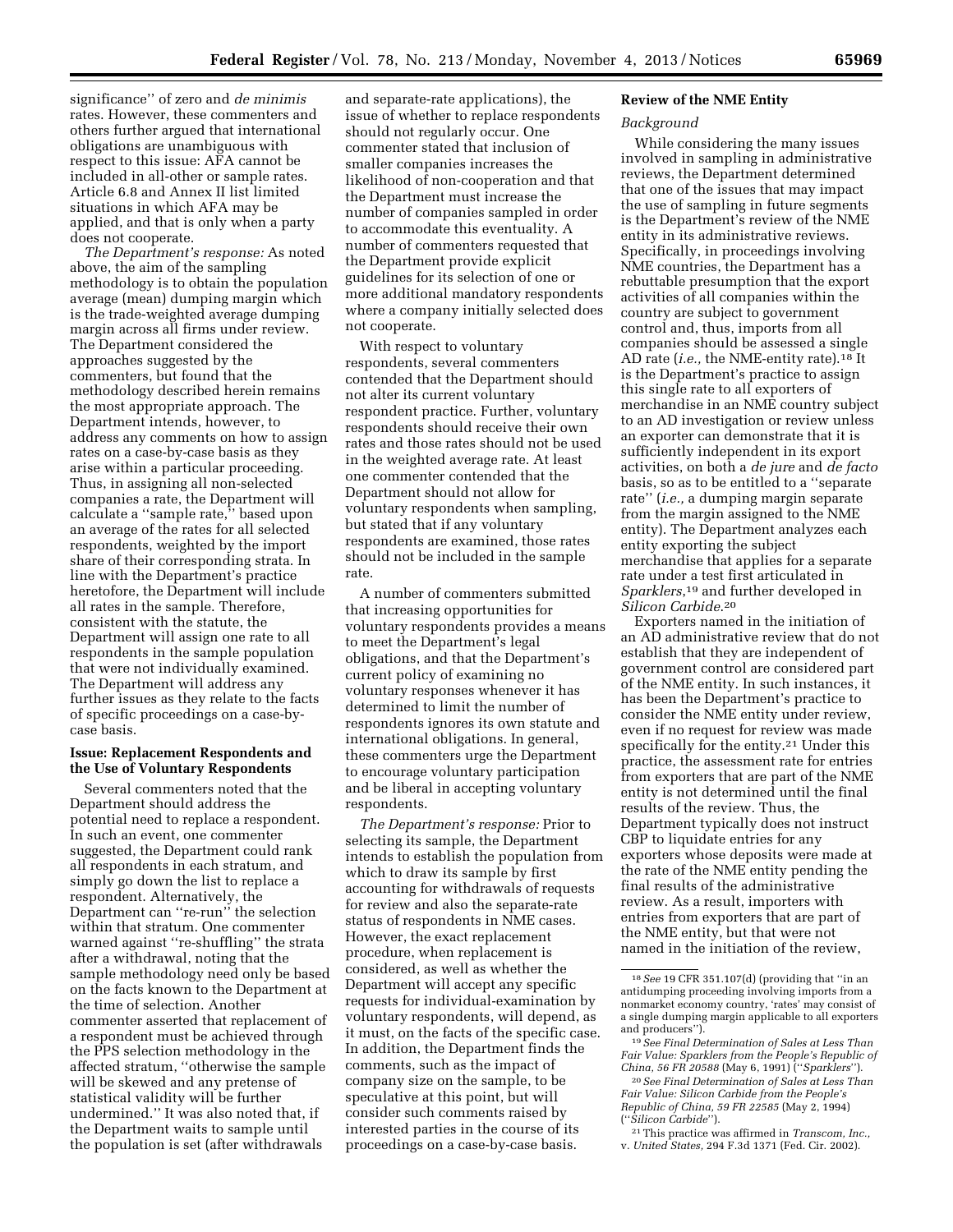significance'' of zero and *de minimis* rates. However, these commenters and others further argued that international obligations are unambiguous with respect to this issue: AFA cannot be included in all-other or sample rates. Article 6.8 and Annex II list limited situations in which AFA may be applied, and that is only when a party does not cooperate.

*The Department's response:* As noted above, the aim of the sampling methodology is to obtain the population average (mean) dumping margin which is the trade-weighted average dumping margin across all firms under review. The Department considered the approaches suggested by the commenters, but found that the methodology described herein remains the most appropriate approach. The Department intends, however, to address any comments on how to assign rates on a case-by-case basis as they arise within a particular proceeding. Thus, in assigning all non-selected companies a rate, the Department will calculate a ''sample rate,'' based upon an average of the rates for all selected respondents, weighted by the import share of their corresponding strata. In line with the Department's practice heretofore, the Department will include all rates in the sample. Therefore, consistent with the statute, the Department will assign one rate to all respondents in the sample population that were not individually examined. The Department will address any further issues as they relate to the facts of specific proceedings on a case-by-case basis.

### Issue: Replacement Respondents and the Use of Voluntary Respondents

Several commenters noted that the Department should address the potential need to replace a respondent. In such an event, one commenter suggested, the Department could rank all respondents in each stratum, and simply go down the list to replace a respondent. Alternatively, the Department can ''re-run'' the selection within that stratum. One commenter warned against ''re-shuffling'' the strata after a withdrawal, noting that the sample methodology need only be based on the facts known to the Department at the time of selection. Another commenter asserted that replacement of a respondent must be achieved through the PPS selection methodology in the affected stratum, ''otherwise the sample will be skewed and any pretense of statistical validity will be further undermined.'' It was also noted that, if the Department waits to sample until the population is set (after withdrawals and separate-rate applications), the issue of whether to replace respondents should not regularly occur. One commenter stated that inclusion of smaller companies increases the likelihood of non-cooperation and that the Department must increase the number of companies sampled in order to accommodate this eventuality. A number of commenters requested that the Department provide explicit guidelines for its selection of one or more additional mandatory respondents where a company initially selected does not cooperate.

With respect to voluntary respondents, several commenters contended that the Department should not alter its current voluntary respondent practice. Further, voluntary respondents should receive their own rates and those rates should not be used in the weighted average rate. At least one commenter contended that the Department should not allow for voluntary respondents when sampling, but stated that if any voluntary respondents are examined, those rates should not be included in the sample rate.

A number of commenters submitted that increasing opportunities for voluntary respondents provides a means to meet the Department's legal obligations, and that the Department's current policy of examining no voluntary responses whenever it has determined to limit the number of respondents ignores its own statute and international obligations. In general, these commenters urge the Department to encourage voluntary participation and be liberal in accepting voluntary respondents.

*The Department's response:* Prior to selecting its sample, the Department intends to establish the population from which to draw its sample by first accounting for withdrawals of requests for review and also the separate-rate status of respondents in NME cases. However, the exact replacement procedure, when replacement is considered, as well as whether the Department will accept any specific requests for individual-examination by voluntary respondents, will depend, as it must, on the facts of the specific case. In addition, the Department finds the comments, such as the impact of company size on the sample, to be speculative at this point, but will consider such comments raised by interested parties in the course of its proceedings on a case-by-case basis.

### Review of the NME Entity

*Background*

While considering the many issues involved in sampling in administrative reviews, the Department determined that one of the issues that may impact the use of sampling in future segments is the Department's review of the NME entity in its administrative reviews. Specifically, in proceedings involving NME countries, the Department has a rebuttable presumption that the export activities of all companies within the country are subject to government control and, thus, imports from all companies should be assessed a single AD rate (*i.e.,* the NME-entity rate).[18] It is the Department's practice to assign this single rate to all exporters of merchandise in an NME country subject to an AD investigation or review unless an exporter can demonstrate that it is sufficiently independent in its export activities, on both a *de jure* and *de facto* basis, so as to be entitled to a ''separate rate'' (*i.e.,* a dumping margin separate from the margin assigned to the NME entity). The Department analyzes each entity exporting the subject merchandise that applies for a separate rate under a test first articulated in *Sparklers*,[19] and further developed in *Silicon Carbide*.[20]

Exporters named in the initiation of an AD administrative review that do not establish that they are independent of government control are considered part of the NME entity. In such instances, it has been the Department's practice to consider the NME entity under review, even if no request for review was made specifically for the entity.[21] Under this practice, the assessment rate for entries from exporters that are part of the NME entity is not determined until the final results of the review. Thus, the Department typically does not instruct CBP to liquidate entries for any exporters whose deposits were made at the rate of the NME entity pending the final results of the administrative review. As a result, importers with entries from exporters that are part of the NME entity, but that were not named in the initiation of the review,

---

[18] *See* 19 CFR 351.107(d) (providing that ''in an antidumping proceeding involving imports from a nonmarket economy country, 'rates' may consist of a single dumping margin applicable to all exporters and producers'').

[19] *See Final Determination of Sales at Less Than Fair Value: Sparklers from the People's Republic of China, 56 FR 20588* (May 6, 1991) (''*Sparklers*'').

[20] *See Final Determination of Sales at Less Than Fair Value: Silicon Carbide from the People's Republic of China, 59 FR 22585* (May 2, 1994) (''*Silicon Carbide*'').

[21] This practice was affirmed in *Transcom, Inc.,* v. *United States,* 294 F.3d 1371 (Fed. Cir. 2002).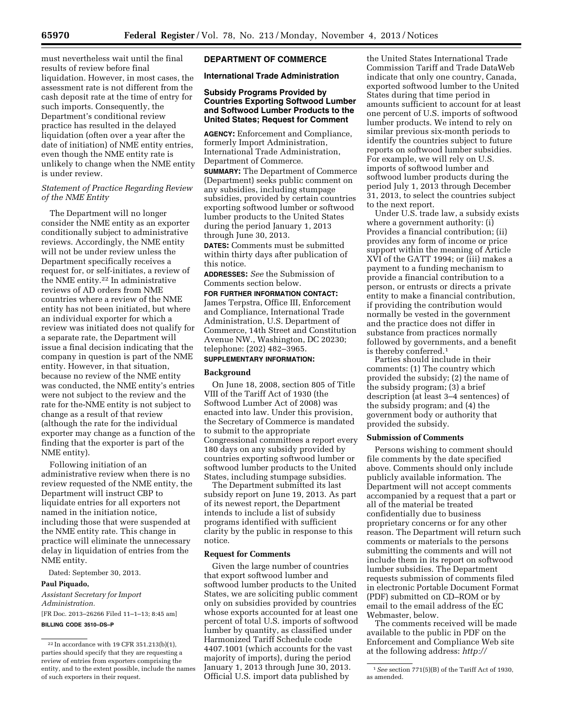must nevertheless wait until the final results of review before final liquidation. However, in most cases, the assessment rate is not different from the cash deposit rate at the time of entry for such imports. Consequently, the Department's conditional review practice has resulted in the delayed liquidation (often over a year after the date of initiation) of NME entity entries, even though the NME entity rate is unlikely to change when the NME entity is under review.

*Statement of Practice Regarding Review of the NME Entity*

The Department will no longer consider the NME entity as an exporter conditionally subject to administrative reviews. Accordingly, the NME entity will not be under review unless the Department specifically receives a request for, or self-initiates, a review of the NME entity.[22] In administrative reviews of AD orders from NME countries where a review of the NME entity has not been initiated, but where an individual exporter for which a review was initiated does not qualify for a separate rate, the Department will issue a final decision indicating that the company in question is part of the NME entity. However, in that situation, because no review of the NME entity was conducted, the NME entity's entries were not subject to the review and the rate for the-NME entity is not subject to change as a result of that review (although the rate for the individual exporter may change as a function of the finding that the exporter is part of the NME entity).

Following initiation of an administrative review when there is no review requested of the NME entity, the Department will instruct CBP to liquidate entries for all exporters not named in the initiation notice, including those that were suspended at the NME entity rate. This change in practice will eliminate the unnecessary delay in liquidation of entries from the NME entity.

Dated: September 30, 2013.

**Paul Piquado,**

*Assistant Secretary for Import Administration.*

[FR Doc. 2013–26266 Filed 11–1–13; 8:45 am]

**BILLING CODE 3510–DS–P**

[22] In accordance with 19 CFR 351.213(b)(1), parties should specify that they are requesting a review of entries from exporters comprising the entity, and to the extent possible, include the names of such exporters in their request.

## DEPARTMENT OF COMMERCE

### International Trade Administration

### Subsidy Programs Provided by Countries Exporting Softwood Lumber and Softwood Lumber Products to the United States; Request for Comment

**AGENCY:** Enforcement and Compliance, formerly Import Administration, International Trade Administration, Department of Commerce.

**SUMMARY:** The Department of Commerce (Department) seeks public comment on any subsidies, including stumpage subsidies, provided by certain countries exporting softwood lumber or softwood lumber products to the United States during the period January 1, 2013 through June 30, 2013.

**DATES:** Comments must be submitted within thirty days after publication of this notice.

**ADDRESSES:** *See* the Submission of Comments section below.

**FOR FURTHER INFORMATION CONTACT:** James Terpstra, Office III, Enforcement and Compliance, International Trade Administration, U.S. Department of Commerce, 14th Street and Constitution Avenue NW., Washington, DC 20230; telephone: (202) 482–3965.

**SUPPLEMENTARY INFORMATION:**

#### Background

On June 18, 2008, section 805 of Title VIII of the Tariff Act of 1930 (the Softwood Lumber Act of 2008) was enacted into law. Under this provision, the Secretary of Commerce is mandated to submit to the appropriate Congressional committees a report every 180 days on any subsidy provided by countries exporting softwood lumber or softwood lumber products to the United States, including stumpage subsidies.

The Department submitted its last subsidy report on June 19, 2013. As part of its newest report, the Department intends to include a list of subsidy programs identified with sufficient clarity by the public in response to this notice.

#### Request for Comments

Given the large number of countries that export softwood lumber and softwood lumber products to the United States, we are soliciting public comment only on subsidies provided by countries whose exports accounted for at least one percent of total U.S. imports of softwood lumber by quantity, as classified under Harmonized Tariff Schedule code 4407.1001 (which accounts for the vast majority of imports), during the period January 1, 2013 through June 30, 2013. Official U.S. import data published by the United States International Trade Commission Tariff and Trade DataWeb indicate that only one country, Canada, exported softwood lumber to the United States during that time period in amounts sufficient to account for at least one percent of U.S. imports of softwood lumber products. We intend to rely on similar previous six-month periods to identify the countries subject to future reports on softwood lumber subsidies. For example, we will rely on U.S. imports of softwood lumber and softwood lumber products during the period July 1, 2013 through December 31, 2013, to select the countries subject to the next report.

Under U.S. trade law, a subsidy exists where a government authority: (i) Provides a financial contribution; (ii) provides any form of income or price support within the meaning of Article XVI of the GATT 1994; or (iii) makes a payment to a funding mechanism to provide a financial contribution to a person, or entrusts or directs a private entity to make a financial contribution, if providing the contribution would normally be vested in the government and the practice does not differ in substance from practices normally followed by governments, and a benefit is thereby conferred.[1]

Parties should include in their comments: (1) The country which provided the subsidy; (2) the name of the subsidy program; (3) a brief description (at least 3–4 sentences) of the subsidy program; and (4) the government body or authority that provided the subsidy.

#### Submission of Comments

Persons wishing to comment should file comments by the date specified above. Comments should only include publicly available information. The Department will not accept comments accompanied by a request that a part or all of the material be treated confidentially due to business proprietary concerns or for any other reason. The Department will return such comments or materials to the persons submitting the comments and will not include them in its report on softwood lumber subsidies. The Department requests submission of comments filed in electronic Portable Document Format (PDF) submitted on CD–ROM or by email to the email address of the EC Webmaster, below.

The comments received will be made available to the public in PDF on the Enforcement and Compliance Web site at the following address: *http://*

[1] *See* section 771(5)(B) of the Tariff Act of 1930, as amended.